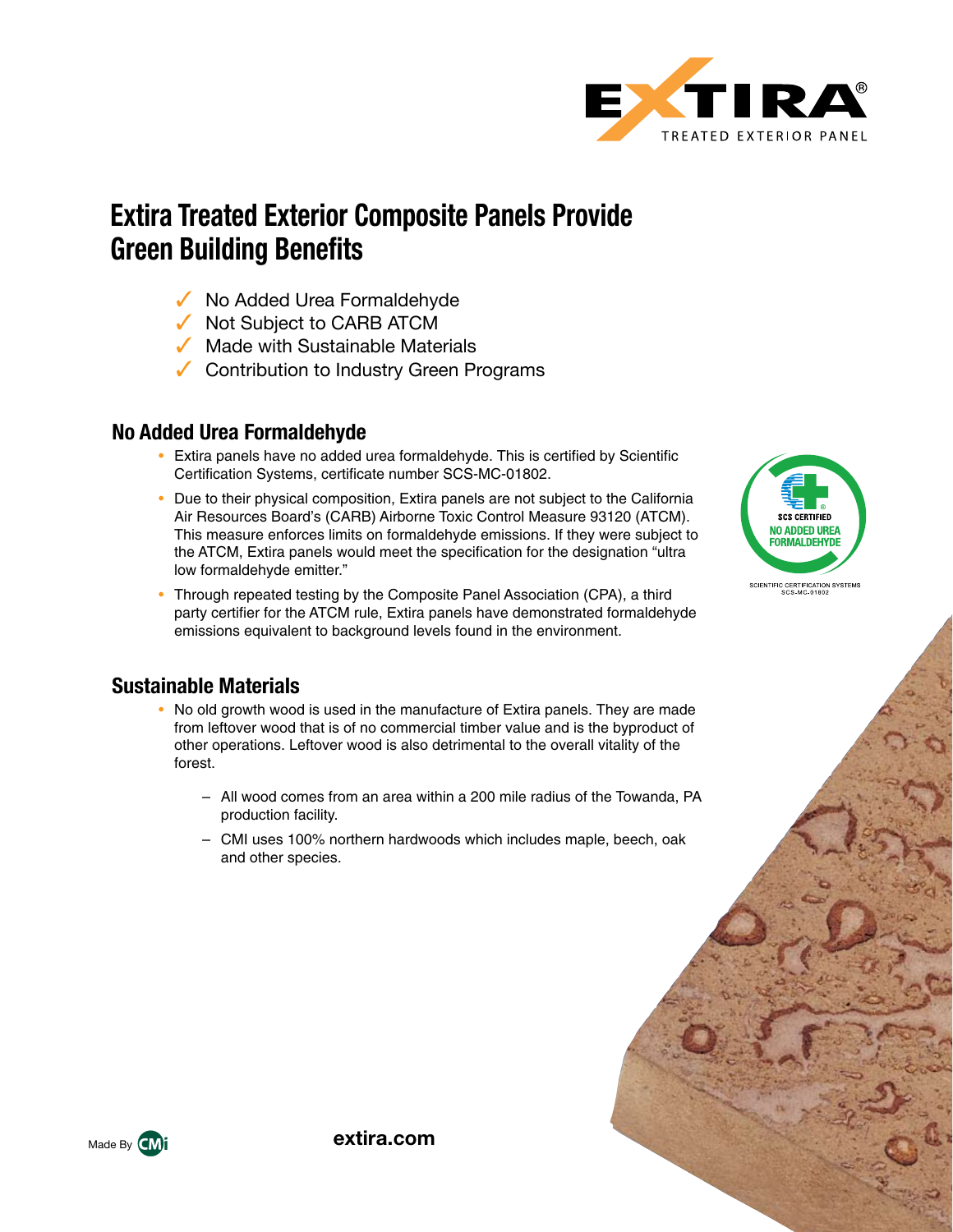# Extira Treated Exterior Composite Panels Provide Green Building Benefits

- ✓ No Added Urea Formaldehyde
- ✓ Not Subject to CARB ATCM
- ✓ Made with Sustainable Materials
- ✓ Contribution to Industry Green Programs

## No Added Urea Formaldehyde

- Extira panels have no added urea formaldehyde. This is certified by Scientific Certification Systems, certificate number SCS-MC-01802.
- Due to their physical composition, Extira panels are not subject to the California Air Resources Board's (CARB) Airborne Toxic Control Measure 93120 (ATCM). This measure enforces limits on formaldehyde emissions. If they were subject to the ATCM, Extira panels would meet the specification for the designation "ultra low formaldehyde emitter."
- Through repeated testing by the Composite Panel Association (CPA), a third party certifier for the ATCM rule, Extira panels have demonstrated formaldehyde emissions equivalent to background levels found in the environment.

SCS CERTIFIED NO ADDED UREA FORMALDEHYDE
SCIENTIFIC CERTIFICATION SYSTEMS SCS-MC-01802

## Sustainable Materials

- No old growth wood is used in the manufacture of Extira panels. They are made from leftover wood that is of no commercial timber value and is the byproduct of other operations. Leftover wood is also detrimental to the overall vitality of the forest.
  - All wood comes from an area within a 200 mile radius of the Towanda, PA production facility.
  - CMI uses 100% northern hardwoods which includes maple, beech, oak and other species.

Made By CMI

extira.com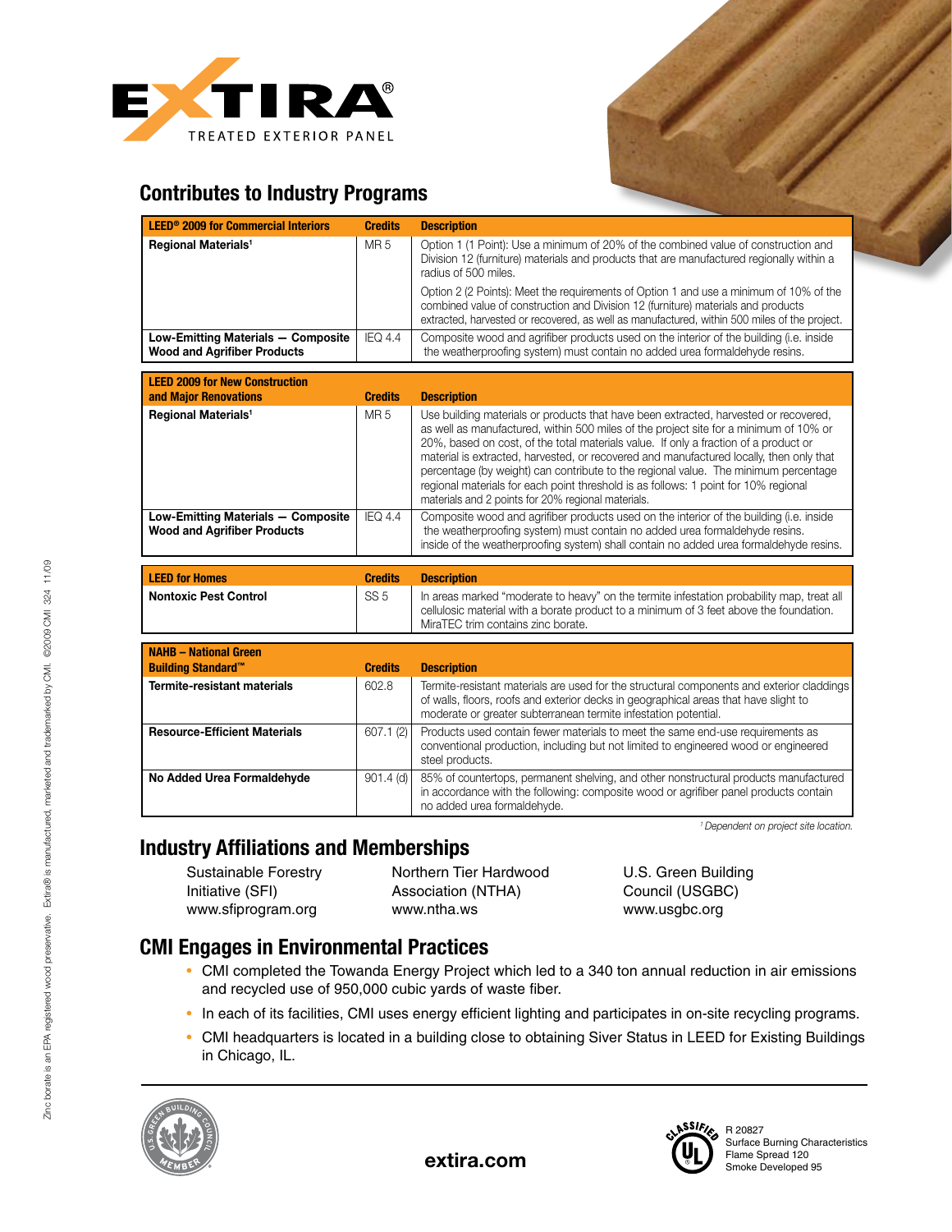# EXTIRA®

TREATED EXTERIOR PANEL

## Contributes to Industry Programs

| LEED® 2009 for Commercial Interiors | Credits | Description |
|---|---|---|
| **Regional Materials**[1] | MR 5 | Option 1 (1 Point): Use a minimum of 20% of the combined value of construction and Division 12 (furniture) materials and products that are manufactured regionally within a radius of 500 miles.<br><br>Option 2 (2 Points): Meet the requirements of Option 1 and use a minimum of 10% of the combined value of construction and Division 12 (furniture) materials and products extracted, harvested or recovered, as well as manufactured, within 500 miles of the project. |
| **Low-Emitting Materials – Composite Wood and Agrifiber Products** | IEQ 4.4 | Composite wood and agrifiber products used on the interior of the building (i.e. inside the weatherproofing system) must contain no added urea formaldehyde resins. |

| LEED 2009 for New Construction and Major Renovations | Credits | Description |
|---|---|---|
| **Regional Materials**[1] | MR 5 | Use building materials or products that have been extracted, harvested or recovered, as well as manufactured, within 500 miles of the project site for a minimum of 10% or 20%, based on cost, of the total materials value. If only a fraction of a product or material is extracted, harvested, or recovered and manufactured locally, then only that percentage (by weight) can contribute to the regional value. The minimum percentage regional materials for each point threshold is as follows: 1 point for 10% regional materials and 2 points for 20% regional materials. |
| **Low-Emitting Materials – Composite Wood and Agrifiber Products** | IEQ 4.4 | Composite wood and agrifiber products used on the interior of the building (i.e. inside the weatherproofing system) must contain no added urea formaldehyde resins. inside of the weatherproofing system) shall contain no added urea formaldehyde resins. |

| LEED for Homes | Credits | Description |
|---|---|---|
| **Nontoxic Pest Control** | SS 5 | In areas marked "moderate to heavy" on the termite infestation probability map, treat all cellulosic material with a borate product to a minimum of 3 feet above the foundation. MiraTEC trim contains zinc borate. |

| NAHB – National Green Building Standard™ | Credits | Description |
|---|---|---|
| **Termite-resistant materials** | 602.8 | Termite-resistant materials are used for the structural components and exterior claddings of walls, floors, roofs and exterior decks in geographical areas that have slight to moderate or greater subterranean termite infestation potential. |
| **Resource-Efficient Materials** | 607.1 (2) | Products used contain fewer materials to meet the same end-use requirements as conventional production, including but not limited to engineered wood or engineered steel products. |
| **No Added Urea Formaldehyde** | 901.4 (d) | 85% of countertops, permanent shelving, and other nonstructural products manufactured in accordance with the following: composite wood or agrifiber panel products contain no added urea formaldehyde. |

*[1] Dependent on project site location.*

## Industry Affiliations and Memberships

Sustainable Forestry Initiative (SFI)
www.sfiprogram.org

Northern Tier Hardwood Association (NTHA)
www.ntha.ws

U.S. Green Building Council (USGBC)
www.usgbc.org

## CMI Engages in Environmental Practices

- CMI completed the Towanda Energy Project which led to a 340 ton annual reduction in air emissions and recycled use of 950,000 cubic yards of waste fiber.
- In each of its facilities, CMI uses energy efficient lighting and participates in on-site recycling programs.
- CMI headquarters is located in a building close to obtaining Siver Status in LEED for Existing Buildings in Chicago, IL.

U.S. Green Building Council Member

**extira.com**

UL Classified
R 20827
Surface Burning Characteristics
Flame Spread 120
Smoke Developed 95

Zinc borate is an EPA registered wood preservative. Extira® is manufactured, marketed and trademarked by CMI. ©2009 CMI 324 11/09